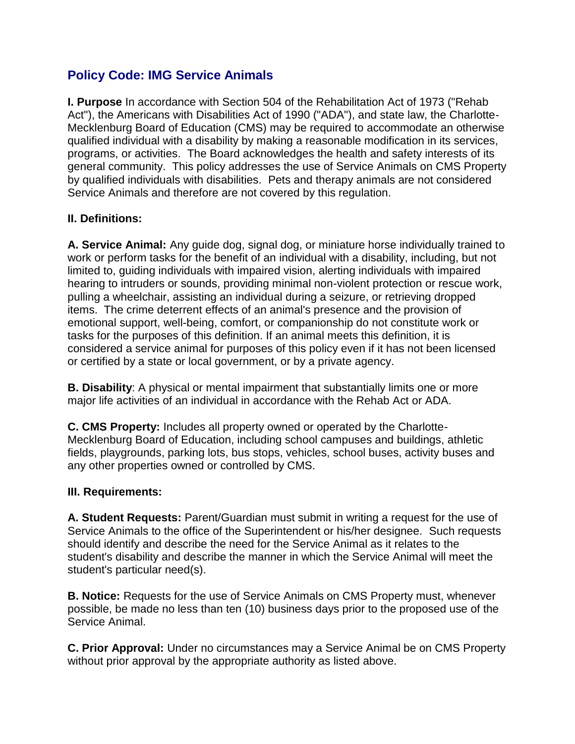## Policy Code: IMG Service Animals

**I. Purpose** In accordance with Section 504 of the Rehabilitation Act of 1973 ("Rehab Act"), the Americans with Disabilities Act of 1990 ("ADA"), and state law, the Charlotte-Mecklenburg Board of Education (CMS) may be required to accommodate an otherwise qualified individual with a disability by making a reasonable modification in its services, programs, or activities. The Board acknowledges the health and safety interests of its general community. This policy addresses the use of Service Animals on CMS Property by qualified individuals with disabilities. Pets and therapy animals are not considered Service Animals and therefore are not covered by this regulation.

**II. Definitions:**

**A. Service Animal:** Any guide dog, signal dog, or miniature horse individually trained to work or perform tasks for the benefit of an individual with a disability, including, but not limited to, guiding individuals with impaired vision, alerting individuals with impaired hearing to intruders or sounds, providing minimal non-violent protection or rescue work, pulling a wheelchair, assisting an individual during a seizure, or retrieving dropped items. The crime deterrent effects of an animal's presence and the provision of emotional support, well-being, comfort, or companionship do not constitute work or tasks for the purposes of this definition. If an animal meets this definition, it is considered a service animal for purposes of this policy even if it has not been licensed or certified by a state or local government, or by a private agency.

**B. Disability**: A physical or mental impairment that substantially limits one or more major life activities of an individual in accordance with the Rehab Act or ADA.

**C. CMS Property:** Includes all property owned or operated by the Charlotte-Mecklenburg Board of Education, including school campuses and buildings, athletic fields, playgrounds, parking lots, bus stops, vehicles, school buses, activity buses and any other properties owned or controlled by CMS.

**III. Requirements:**

**A. Student Requests:** Parent/Guardian must submit in writing a request for the use of Service Animals to the office of the Superintendent or his/her designee. Such requests should identify and describe the need for the Service Animal as it relates to the student's disability and describe the manner in which the Service Animal will meet the student's particular need(s).

**B. Notice:** Requests for the use of Service Animals on CMS Property must, whenever possible, be made no less than ten (10) business days prior to the proposed use of the Service Animal.

**C. Prior Approval:** Under no circumstances may a Service Animal be on CMS Property without prior approval by the appropriate authority as listed above.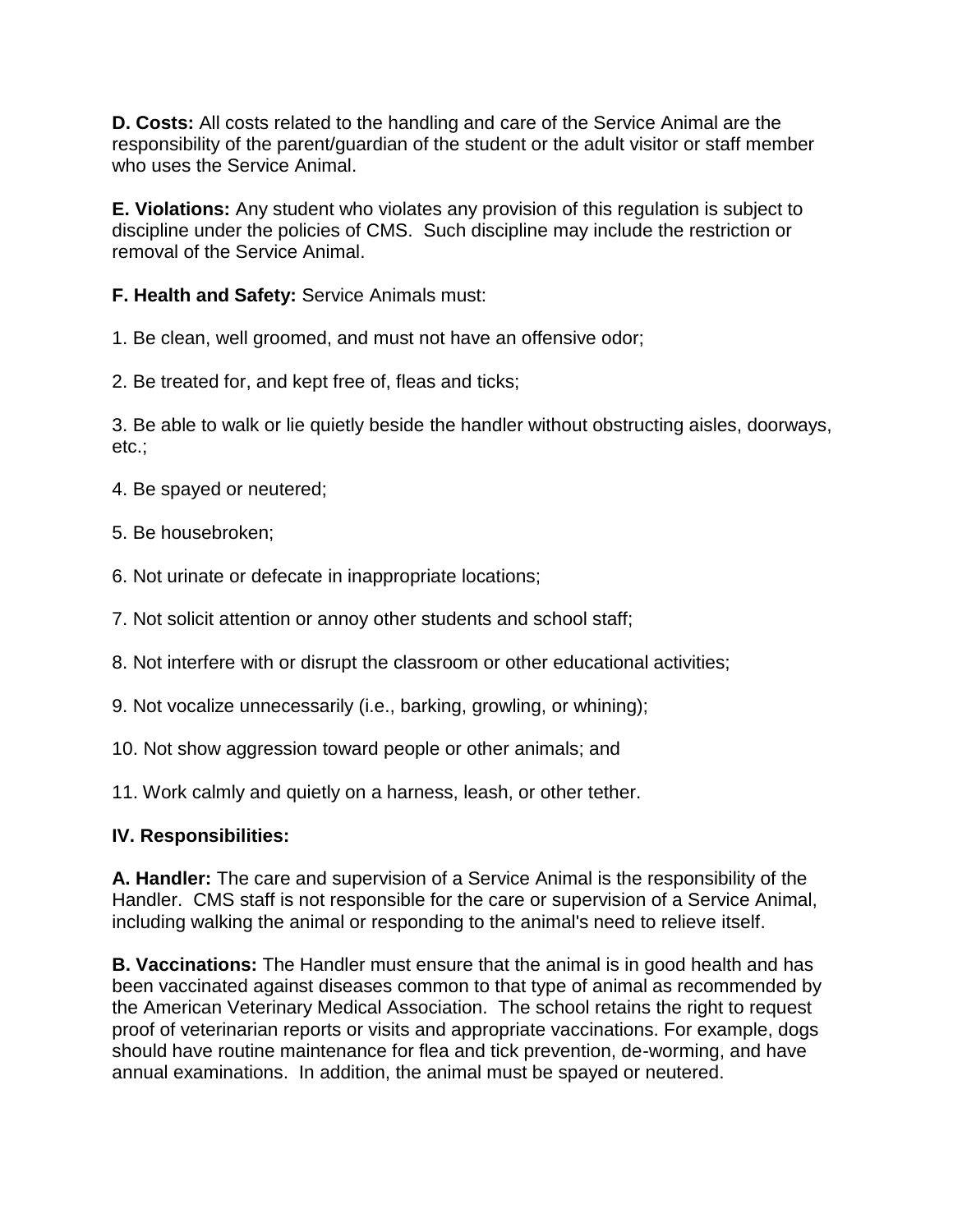**D. Costs:** All costs related to the handling and care of the Service Animal are the responsibility of the parent/guardian of the student or the adult visitor or staff member who uses the Service Animal.

**E. Violations:** Any student who violates any provision of this regulation is subject to discipline under the policies of CMS. Such discipline may include the restriction or removal of the Service Animal.

**F. Health and Safety:** Service Animals must:

1. Be clean, well groomed, and must not have an offensive odor;

2. Be treated for, and kept free of, fleas and ticks;

3. Be able to walk or lie quietly beside the handler without obstructing aisles, doorways, etc.;

4. Be spayed or neutered;

5. Be housebroken;

6. Not urinate or defecate in inappropriate locations;

7. Not solicit attention or annoy other students and school staff;

8. Not interfere with or disrupt the classroom or other educational activities;

9. Not vocalize unnecessarily (i.e., barking, growling, or whining);

10. Not show aggression toward people or other animals; and

11. Work calmly and quietly on a harness, leash, or other tether.

**IV. Responsibilities:**

**A. Handler:** The care and supervision of a Service Animal is the responsibility of the Handler. CMS staff is not responsible for the care or supervision of a Service Animal, including walking the animal or responding to the animal's need to relieve itself.

**B. Vaccinations:** The Handler must ensure that the animal is in good health and has been vaccinated against diseases common to that type of animal as recommended by the American Veterinary Medical Association. The school retains the right to request proof of veterinarian reports or visits and appropriate vaccinations. For example, dogs should have routine maintenance for flea and tick prevention, de-worming, and have annual examinations. In addition, the animal must be spayed or neutered.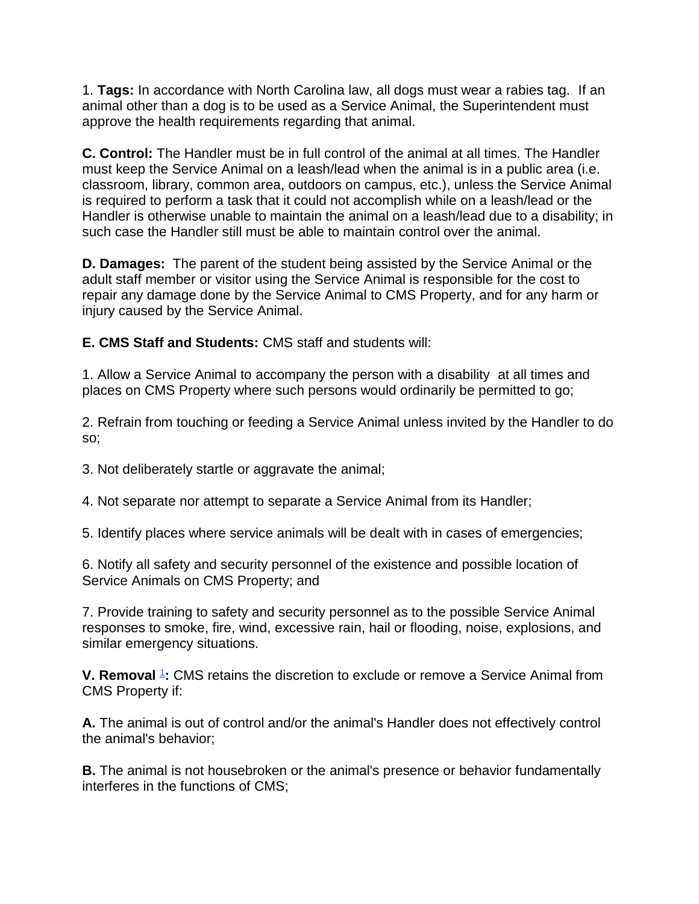1. **Tags:** In accordance with North Carolina law, all dogs must wear a rabies tag. If an animal other than a dog is to be used as a Service Animal, the Superintendent must approve the health requirements regarding that animal.

**C. Control:** The Handler must be in full control of the animal at all times. The Handler must keep the Service Animal on a leash/lead when the animal is in a public area (i.e. classroom, library, common area, outdoors on campus, etc.), unless the Service Animal is required to perform a task that it could not accomplish while on a leash/lead or the Handler is otherwise unable to maintain the animal on a leash/lead due to a disability; in such case the Handler still must be able to maintain control over the animal.

**D. Damages:** The parent of the student being assisted by the Service Animal or the adult staff member or visitor using the Service Animal is responsible for the cost to repair any damage done by the Service Animal to CMS Property, and for any harm or injury caused by the Service Animal.

**E. CMS Staff and Students:** CMS staff and students will:

1. Allow a Service Animal to accompany the person with a disability at all times and places on CMS Property where such persons would ordinarily be permitted to go;

2. Refrain from touching or feeding a Service Animal unless invited by the Handler to do so;

3. Not deliberately startle or aggravate the animal;

4. Not separate nor attempt to separate a Service Animal from its Handler;

5. Identify places where service animals will be dealt with in cases of emergencies;

6. Notify all safety and security personnel of the existence and possible location of Service Animals on CMS Property; and

7. Provide training to safety and security personnel as to the possible Service Animal responses to smoke, fire, wind, excessive rain, hail or flooding, noise, explosions, and similar emergency situations.

**V. Removal** [1]**:** CMS retains the discretion to exclude or remove a Service Animal from CMS Property if:

**A.** The animal is out of control and/or the animal's Handler does not effectively control the animal's behavior;

**B.** The animal is not housebroken or the animal's presence or behavior fundamentally interferes in the functions of CMS;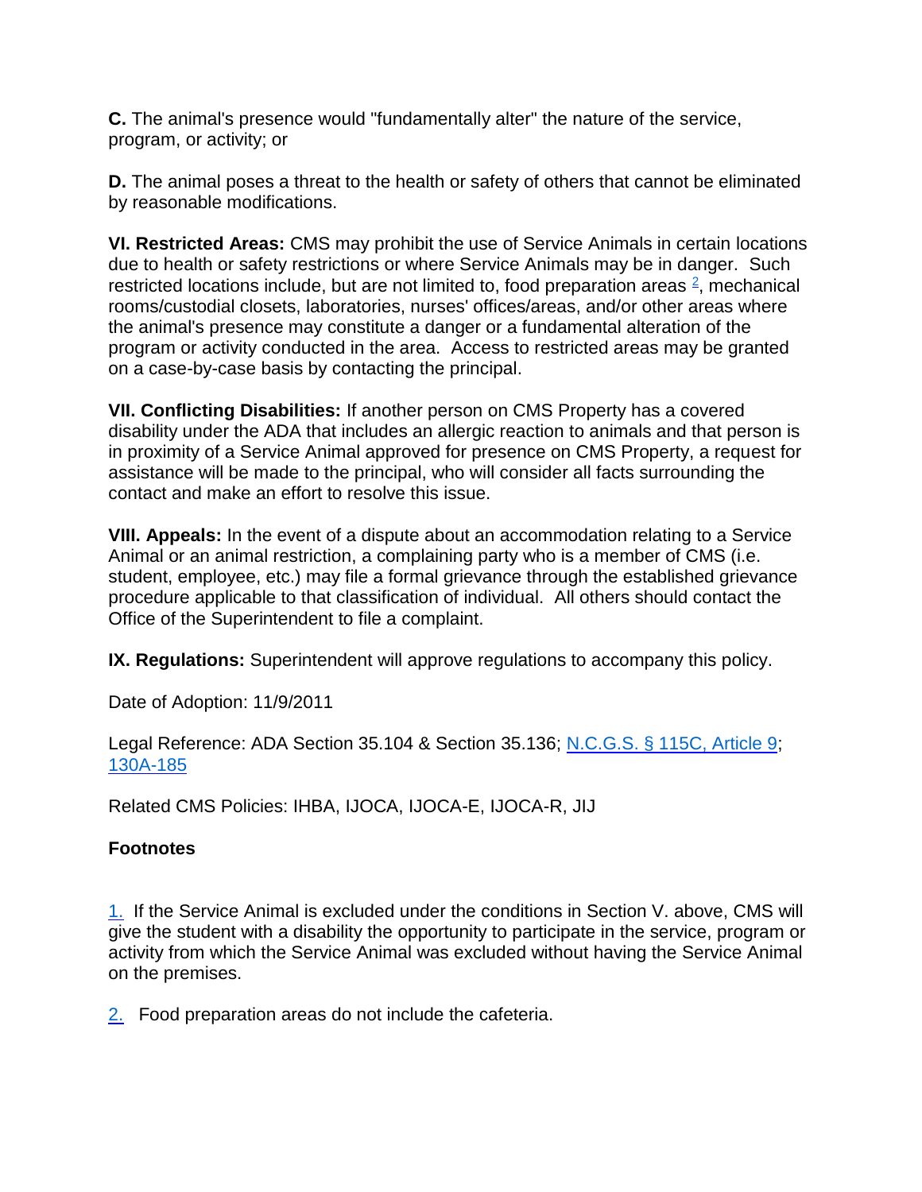**C.** The animal's presence would "fundamentally alter" the nature of the service, program, or activity; or

**D.** The animal poses a threat to the health or safety of others that cannot be eliminated by reasonable modifications.

**VI. Restricted Areas:** CMS may prohibit the use of Service Animals in certain locations due to health or safety restrictions or where Service Animals may be in danger. Such restricted locations include, but are not limited to, food preparation areas [2], mechanical rooms/custodial closets, laboratories, nurses' offices/areas, and/or other areas where the animal's presence may constitute a danger or a fundamental alteration of the program or activity conducted in the area. Access to restricted areas may be granted on a case-by-case basis by contacting the principal.

**VII. Conflicting Disabilities:** If another person on CMS Property has a covered disability under the ADA that includes an allergic reaction to animals and that person is in proximity of a Service Animal approved for presence on CMS Property, a request for assistance will be made to the principal, who will consider all facts surrounding the contact and make an effort to resolve this issue.

**VIII. Appeals:** In the event of a dispute about an accommodation relating to a Service Animal or an animal restriction, a complaining party who is a member of CMS (i.e. student, employee, etc.) may file a formal grievance through the established grievance procedure applicable to that classification of individual. All others should contact the Office of the Superintendent to file a complaint.

**IX. Regulations:** Superintendent will approve regulations to accompany this policy.

Date of Adoption: 11/9/2011

Legal Reference: ADA Section 35.104 & Section 35.136; N.C.G.S. § 115C, Article 9; 130A-185

Related CMS Policies: IHBA, IJOCA, IJOCA-E, IJOCA-R, JIJ

**Footnotes**

1. If the Service Animal is excluded under the conditions in Section V. above, CMS will give the student with a disability the opportunity to participate in the service, program or activity from which the Service Animal was excluded without having the Service Animal on the premises.

2. Food preparation areas do not include the cafeteria.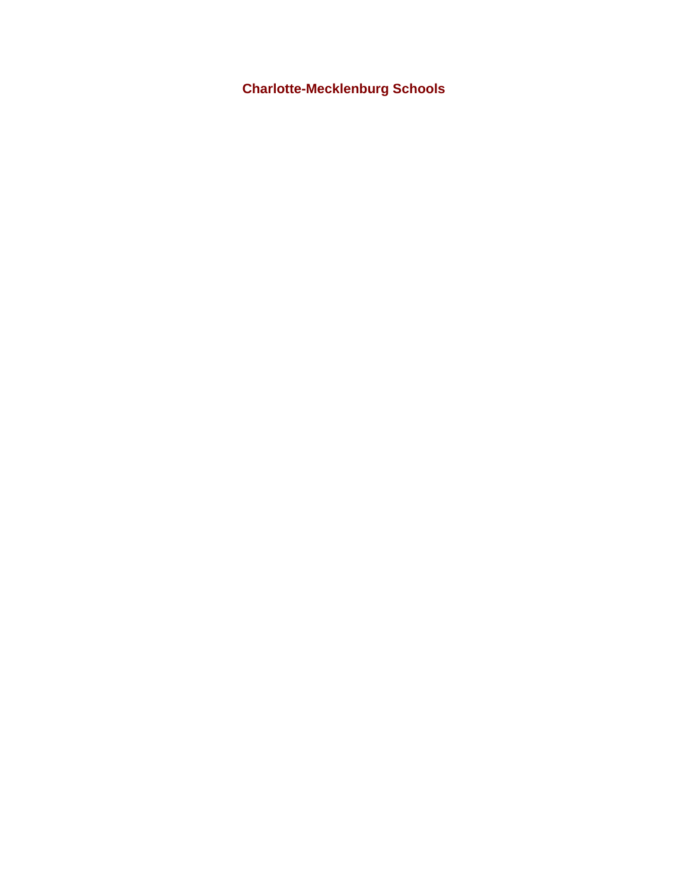**Charlotte-Mecklenburg Schools**